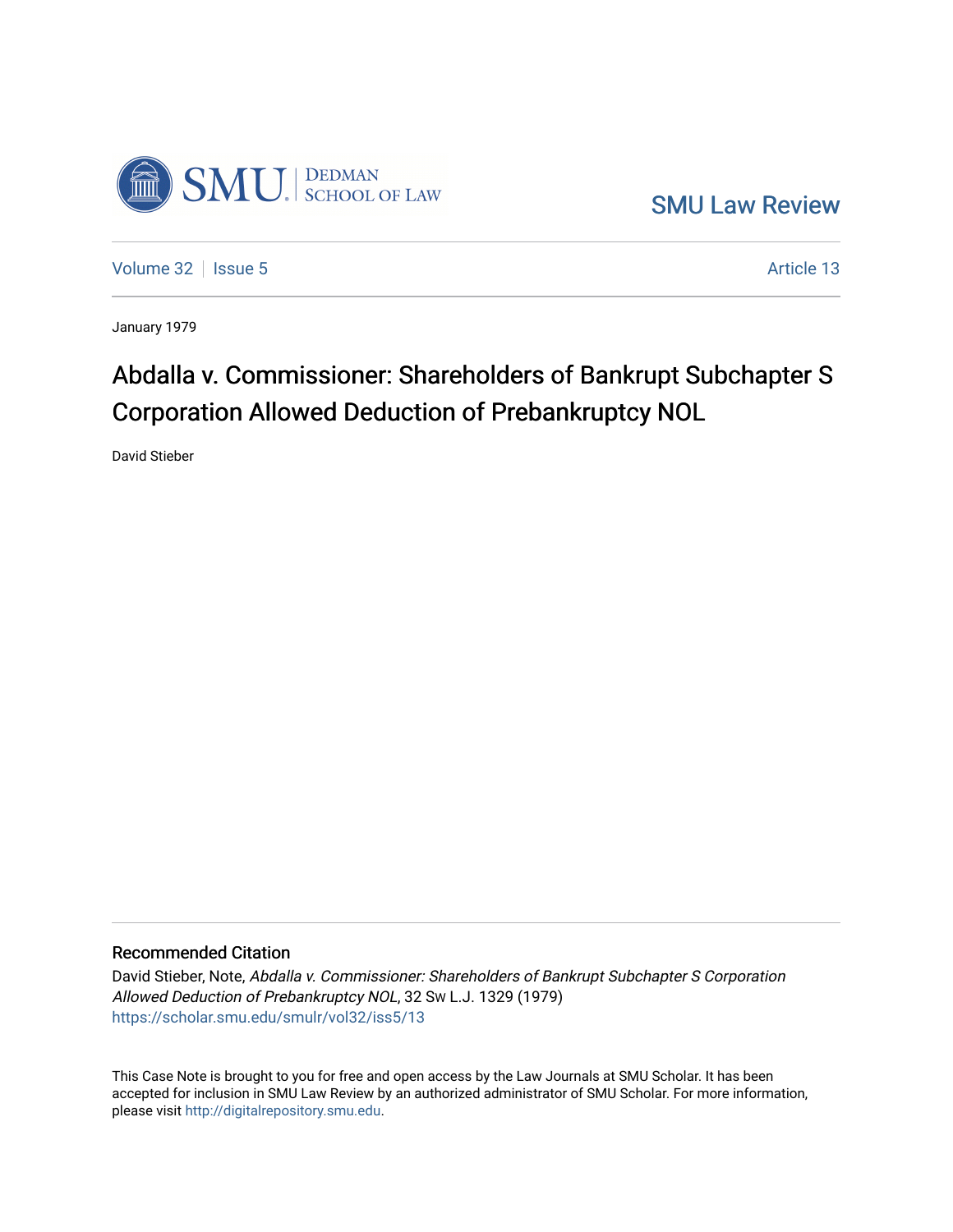SMU Law Review

Volume 32 | Issue 5 | Article 13

January 1979

# Abdalla v. Commissioner: Shareholders of Bankrupt Subchapter S Corporation Allowed Deduction of Prebankruptcy NOL

David Stieber

## Recommended Citation

David Stieber, Note, *Abdalla v. Commissioner: Shareholders of Bankrupt Subchapter S Corporation Allowed Deduction of Prebankruptcy NOL*, 32 Sw L.J. 1329 (1979)
https://scholar.smu.edu/smulr/vol32/iss5/13

This Case Note is brought to you for free and open access by the Law Journals at SMU Scholar. It has been accepted for inclusion in SMU Law Review by an authorized administrator of SMU Scholar. For more information, please visit http://digitalrepository.smu.edu.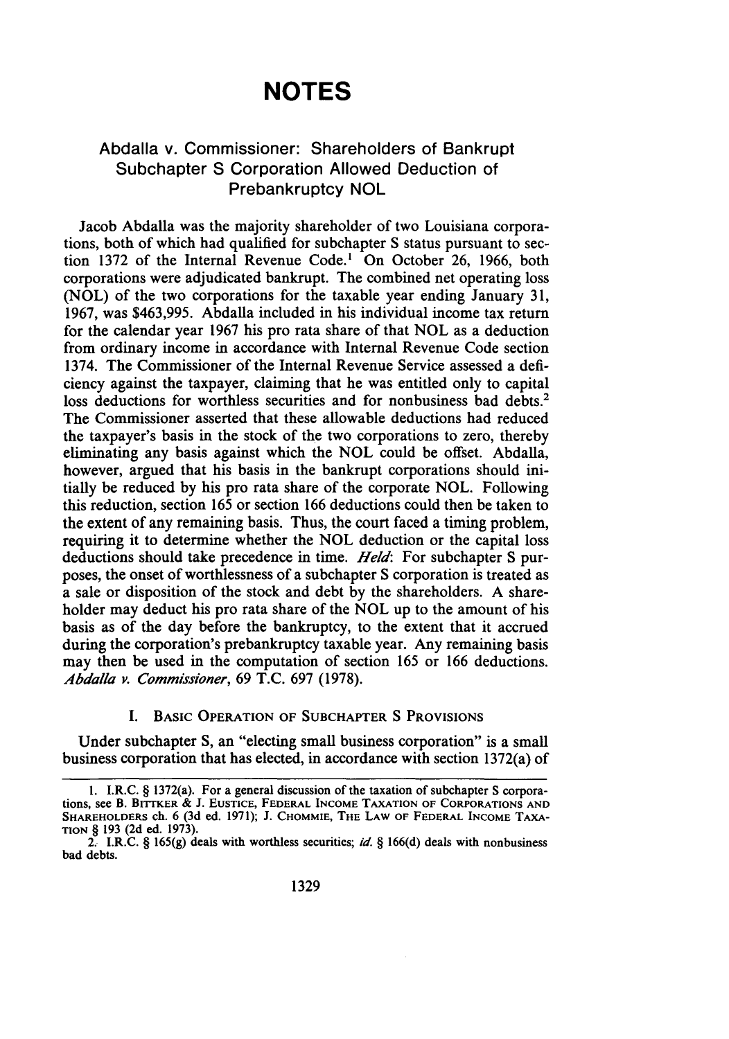# NOTES

## Abdalla v. Commissioner: Shareholders of Bankrupt Subchapter S Corporation Allowed Deduction of Prebankruptcy NOL

Jacob Abdalla was the majority shareholder of two Louisiana corporations, both of which had qualified for subchapter S status pursuant to section 1372 of the Internal Revenue Code.[1] On October 26, 1966, both corporations were adjudicated bankrupt. The combined net operating loss (NOL) of the two corporations for the taxable year ending January 31, 1967, was $463,995. Abdalla included in his individual income tax return for the calendar year 1967 his pro rata share of that NOL as a deduction from ordinary income in accordance with Internal Revenue Code section 1374. The Commissioner of the Internal Revenue Service assessed a deficiency against the taxpayer, claiming that he was entitled only to capital loss deductions for worthless securities and for nonbusiness bad debts.[2] The Commissioner asserted that these allowable deductions had reduced the taxpayer's basis in the stock of the two corporations to zero, thereby eliminating any basis against which the NOL could be offset. Abdalla, however, argued that his basis in the bankrupt corporations should initially be reduced by his pro rata share of the corporate NOL. Following this reduction, section 165 or section 166 deductions could then be taken to the extent of any remaining basis. Thus, the court faced a timing problem, requiring it to determine whether the NOL deduction or the capital loss deductions should take precedence in time. *Held*: For subchapter S purposes, the onset of worthlessness of a subchapter S corporation is treated as a sale or disposition of the stock and debt by the shareholders. A shareholder may deduct his pro rata share of the NOL up to the amount of his basis as of the day before the bankruptcy, to the extent that it accrued during the corporation's prebankruptcy taxable year. Any remaining basis may then be used in the computation of section 165 or 166 deductions. *Abdalla v. Commissioner*, 69 T.C. 697 (1978).

### I. Basic Operation of Subchapter S Provisions

Under subchapter S, an "electing small business corporation" is a small business corporation that has elected, in accordance with section 1372(a) of

---

1. I.R.C. § 1372(a). For a general discussion of the taxation of subchapter S corporations, see B. Bittker & J. Eustice, Federal Income Taxation of Corporations and Shareholders ch. 6 (3d ed. 1971); J. Chommie, The Law of Federal Income Taxation § 193 (2d ed. 1973).

2. I.R.C. § 165(g) deals with worthless securities; *id.* § 166(d) deals with nonbusiness bad debts.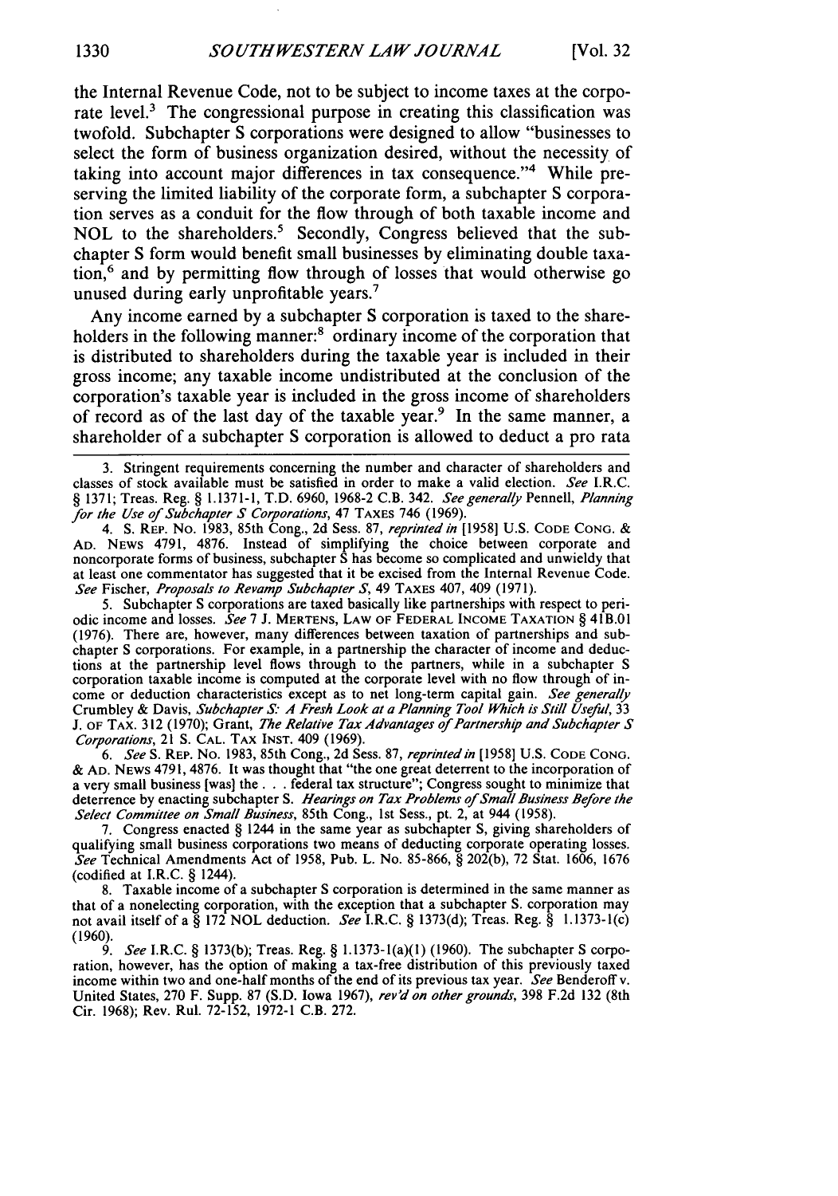the Internal Revenue Code, not to be subject to income taxes at the corporate level.[3] The congressional purpose in creating this classification was twofold. Subchapter S corporations were designed to allow "businesses to select the form of business organization desired, without the necessity of taking into account major differences in tax consequence."[4] While preserving the limited liability of the corporate form, a subchapter S corporation serves as a conduit for the flow through of both taxable income and NOL to the shareholders.[5] Secondly, Congress believed that the subchapter S form would benefit small businesses by eliminating double taxation,[6] and by permitting flow through of losses that would otherwise go unused during early unprofitable years.[7]

Any income earned by a subchapter S corporation is taxed to the shareholders in the following manner:[8] ordinary income of the corporation that is distributed to shareholders during the taxable year is included in their gross income; any taxable income undistributed at the conclusion of the corporation's taxable year is included in the gross income of shareholders of record as of the last day of the taxable year.[9] In the same manner, a shareholder of a subchapter S corporation is allowed to deduct a pro rata

---

3. Stringent requirements concerning the number and character of shareholders and classes of stock available must be satisfied in order to make a valid election. *See* I.R.C. § 1371; Treas. Reg. § 1.1371-1, T.D. 6960, 1968-2 C.B. 342. *See generally* Pennell, *Planning for the Use of Subchapter S Corporations*, 47 TAXES 746 (1969).

4. S. REP. NO. 1983, 85th Cong., 2d Sess. 87, *reprinted in* [1958] U.S. CODE CONG. & AD. NEWS 4791, 4876. Instead of simplifying the choice between corporate and noncorporate forms of business, subchapter S has become so complicated and unwieldy that at least one commentator has suggested that it be excised from the Internal Revenue Code. *See* Fischer, *Proposals to Revamp Subchapter S*, 49 TAXES 407, 409 (1971).

5. Subchapter S corporations are taxed basically like partnerships with respect to periodic income and losses. *See* 7 J. MERTENS, LAW OF FEDERAL INCOME TAXATION § 41B.01 (1976). There are, however, many differences between taxation of partnerships and subchapter S corporations. For example, in a partnership the character of income and deductions at the partnership level flows through to the partners, while in a subchapter S corporation taxable income is computed at the corporate level with no flow through of income or deduction characteristics except as to net long-term capital gain. *See generally* Crumbley & Davis, *Subchapter S: A Fresh Look at a Planning Tool Which is Still Useful*, 33 J. OF TAX. 312 (1970); Grant, *The Relative Tax Advantages of Partnership and Subchapter S Corporations*, 21 S. CAL. TAX INST. 409 (1969).

6. *See* S. REP. NO. 1983, 85th Cong., 2d Sess. 87, *reprinted in* [1958] U.S. CODE CONG. & AD. NEWS 4791, 4876. It was thought that "the one great deterrent to the incorporation of a very small business [was] the . . . federal tax structure"; Congress sought to minimize that deterrence by enacting subchapter S. *Hearings on Tax Problems of Small Business Before the Select Committee on Small Business*, 85th Cong., 1st Sess., pt. 2, at 944 (1958).

7. Congress enacted § 1244 in the same year as subchapter S, giving shareholders of qualifying small business corporations two means of deducting corporate operating losses. *See* Technical Amendments Act of 1958, Pub. L. No. 85-866, § 202(b), 72 Stat. 1606, 1676 (codified at I.R.C. § 1244).

8. Taxable income of a subchapter S corporation is determined in the same manner as that of a nonelecting corporation, with the exception that a subchapter S. corporation may not avail itself of a § 172 NOL deduction. *See* I.R.C. § 1373(d); Treas. Reg. § 1.1373-1(c) (1960).

9. *See* I.R.C. § 1373(b); Treas. Reg. § 1.1373-1(a)(1) (1960). The subchapter S corporation, however, has the option of making a tax-free distribution of this previously taxed income within two and one-half months of the end of its previous tax year. *See* Benderoff v. United States, 270 F. Supp. 87 (S.D. Iowa 1967), *rev'd on other grounds*, 398 F.2d 132 (8th Cir. 1968); Rev. Rul. 72-152, 1972-1 C.B. 272.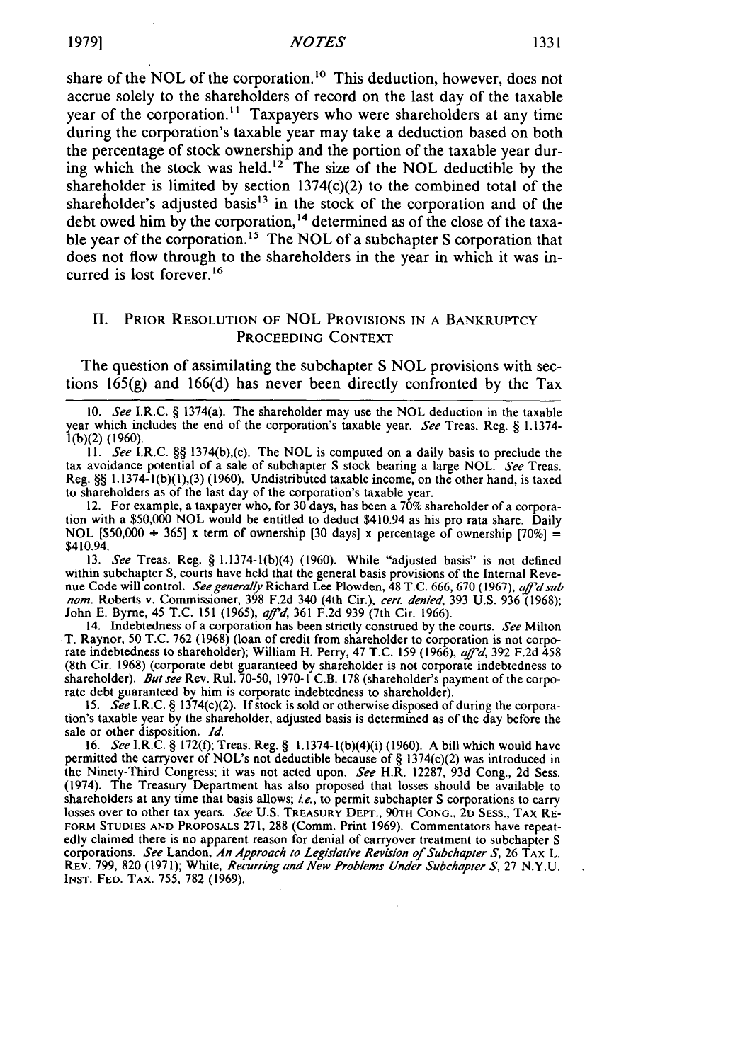share of the NOL of the corporation.[10] This deduction, however, does not accrue solely to the shareholders of record on the last day of the taxable year of the corporation.[11] Taxpayers who were shareholders at any time during the corporation's taxable year may take a deduction based on both the percentage of stock ownership and the portion of the taxable year during which the stock was held.[12] The size of the NOL deductible by the shareholder is limited by section 1374(c)(2) to the combined total of the shareholder's adjusted basis[13] in the stock of the corporation and of the debt owed him by the corporation,[14] determined as of the close of the taxable year of the corporation.[15] The NOL of a subchapter S corporation that does not flow through to the shareholders in the year in which it was incurred is lost forever.[16]

## II. Prior Resolution of NOL Provisions in a Bankruptcy Proceeding Context

The question of assimilating the subchapter S NOL provisions with sections 165(g) and 166(d) has never been directly confronted by the Tax

---

10. *See* I.R.C. § 1374(a). The shareholder may use the NOL deduction in the taxable year which includes the end of the corporation's taxable year. *See* Treas. Reg. § 1.1374-1(b)(2) (1960).

11. *See* I.R.C. §§ 1374(b),(c). The NOL is computed on a daily basis to preclude the tax avoidance potential of a sale of subchapter S stock bearing a large NOL. *See* Treas. Reg. §§ 1.1374-1(b)(1),(3) (1960). Undistributed taxable income, on the other hand, is taxed to shareholders as of the last day of the corporation's taxable year.

12. For example, a taxpayer who, for 30 days, has been a 70% shareholder of a corporation with a $50,000 NOL would be entitled to deduct $410.94 as his pro rata share. Daily NOL [$50,000 ÷ 365] x term of ownership [30 days] x percentage of ownership [70%] = $410.94.

13. *See* Treas. Reg. § 1.1374-1(b)(4) (1960). While "adjusted basis" is not defined within subchapter S, courts have held that the general basis provisions of the Internal Revenue Code will control. *See generally* Richard Lee Plowden, 48 T.C. 666, 670 (1967), *aff'd sub nom.* Roberts v. Commissioner, 398 F.2d 340 (4th Cir.), *cert. denied*, 393 U.S. 936 (1968); John E. Byrne, 45 T.C. 151 (1965), *aff'd*, 361 F.2d 939 (7th Cir. 1966).

14. Indebtedness of a corporation has been strictly construed by the courts. *See* Milton T. Raynor, 50 T.C. 762 (1968) (loan of credit from shareholder to corporation is not corporate indebtedness to shareholder); William H. Perry, 47 T.C. 159 (1966), *aff'd*, 392 F.2d 458 (8th Cir. 1968) (corporate debt guaranteed by shareholder is not corporate indebtedness to shareholder). *But see* Rev. Rul. 70-50, 1970-1 C.B. 178 (shareholder's payment of the corporate debt guaranteed by him is corporate indebtedness to shareholder).

15. *See* I.R.C. § 1374(c)(2). If stock is sold or otherwise disposed of during the corporation's taxable year by the shareholder, adjusted basis is determined as of the day before the sale or other disposition. *Id.*

16. *See* I.R.C. § 172(f); Treas. Reg. § 1.1374-1(b)(4)(i) (1960). A bill which would have permitted the carryover of NOL's not deductible because of § 1374(c)(2) was introduced in the Ninety-Third Congress; it was not acted upon. *See* H.R. 12287, 93d Cong., 2d Sess. (1974). The Treasury Department has also proposed that losses should be available to shareholders at any time that basis allows; *i.e.*, to permit subchapter S corporations to carry losses over to other tax years. *See* U.S. Treasury Dept., 90th Cong., 2d Sess., Tax Reform Studies and Proposals 271, 288 (Comm. Print 1969). Commentators have repeatedly claimed there is no apparent reason for denial of carryover treatment to subchapter S corporations. *See* Landon, *An Approach to Legislative Revision of Subchapter S*, 26 Tax L. Rev. 799, 820 (1971); White, *Recurring and New Problems Under Subchapter S*, 27 N.Y.U. Inst. Fed. Tax. 755, 782 (1969).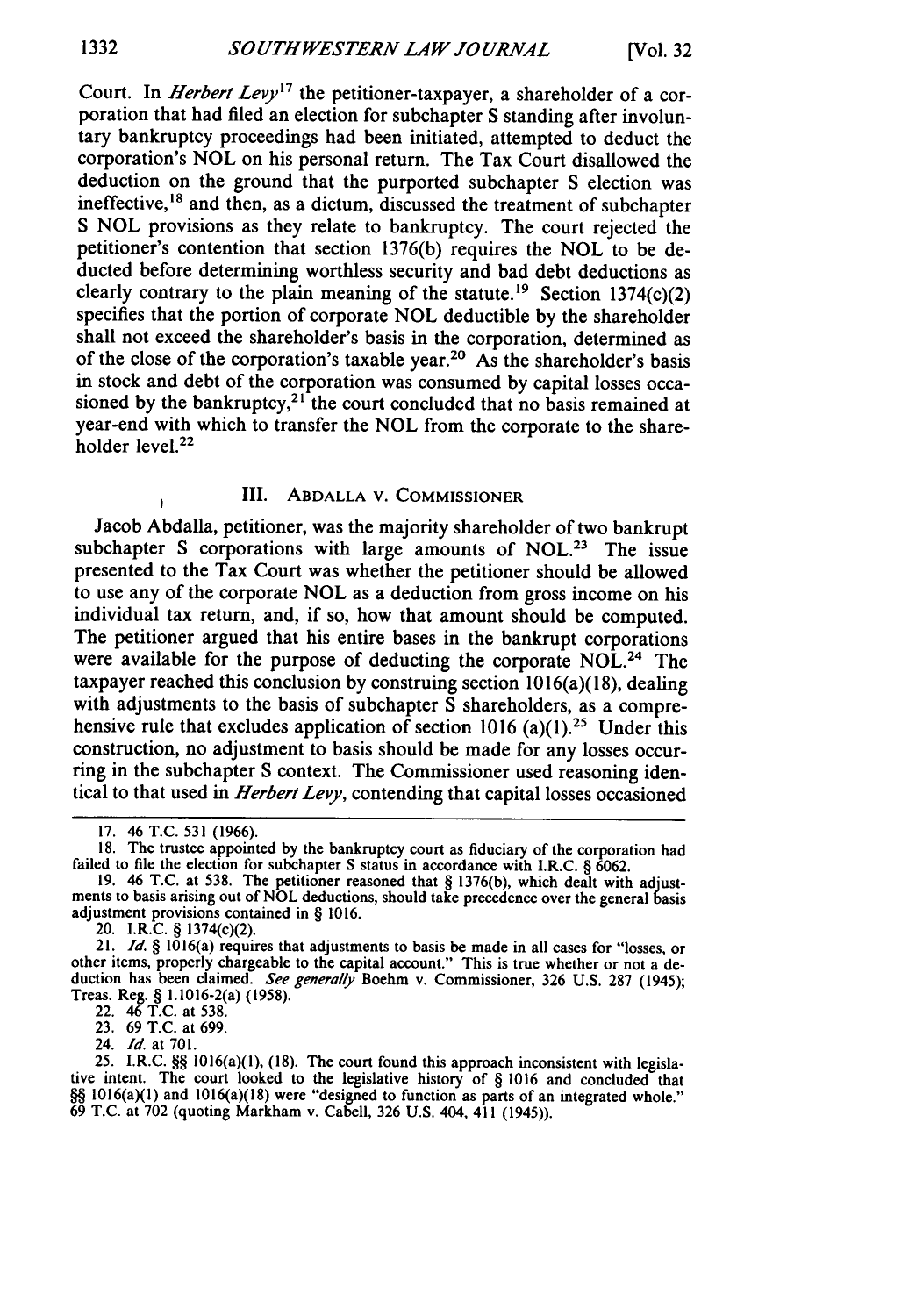Court. In *Herbert Levy*[17] the petitioner-taxpayer, a shareholder of a corporation that had filed an election for subchapter S standing after involuntary bankruptcy proceedings had been initiated, attempted to deduct the corporation's NOL on his personal return. The Tax Court disallowed the deduction on the ground that the purported subchapter S election was ineffective,[18] and then, as a dictum, discussed the treatment of subchapter S NOL provisions as they relate to bankruptcy. The court rejected the petitioner's contention that section 1376(b) requires the NOL to be deducted before determining worthless security and bad debt deductions as clearly contrary to the plain meaning of the statute.[19] Section 1374(c)(2) specifies that the portion of corporate NOL deductible by the shareholder shall not exceed the shareholder's basis in the corporation, determined as of the close of the corporation's taxable year.[20] As the shareholder's basis in stock and debt of the corporation was consumed by capital losses occasioned by the bankruptcy,[21] the court concluded that no basis remained at year-end with which to transfer the NOL from the corporate to the shareholder level.[22]

## III. ABDALLA V. COMMISSIONER

Jacob Abdalla, petitioner, was the majority shareholder of two bankrupt subchapter S corporations with large amounts of NOL.[23] The issue presented to the Tax Court was whether the petitioner should be allowed to use any of the corporate NOL as a deduction from gross income on his individual tax return, and, if so, how that amount should be computed. The petitioner argued that his entire bases in the bankrupt corporations were available for the purpose of deducting the corporate NOL.[24] The taxpayer reached this conclusion by construing section 1016(a)(18), dealing with adjustments to the basis of subchapter S shareholders, as a comprehensive rule that excludes application of section 1016 (a)(1).[25] Under this construction, no adjustment to basis should be made for any losses occurring in the subchapter S context. The Commissioner used reasoning identical to that used in *Herbert Levy*, contending that capital losses occasioned

---

17. 46 T.C. 531 (1966).

18. The trustee appointed by the bankruptcy court as fiduciary of the corporation had failed to file the election for subchapter S status in accordance with I.R.C. § 6062.

19. 46 T.C. at 538. The petitioner reasoned that § 1376(b), which dealt with adjustments to basis arising out of NOL deductions, should take precedence over the general basis adjustment provisions contained in § 1016.

20. I.R.C. § 1374(c)(2).

21. *Id.* § 1016(a) requires that adjustments to basis be made in all cases for "losses, or other items, properly chargeable to the capital account." This is true whether or not a deduction has been claimed. *See generally* Boehm v. Commissioner, 326 U.S. 287 (1945); Treas. Reg. § 1.1016-2(a) (1958).

22. 46 T.C. at 538.

23. 69 T.C. at 699.

24. *Id.* at 701.

25. I.R.C. §§ 1016(a)(1), (18). The court found this approach inconsistent with legislative intent. The court looked to the legislative history of § 1016 and concluded that §§ 1016(a)(1) and 1016(a)(18) were "designed to function as parts of an integrated whole." 69 T.C. at 702 (quoting Markham v. Cabell, 326 U.S. 404, 411 (1945)).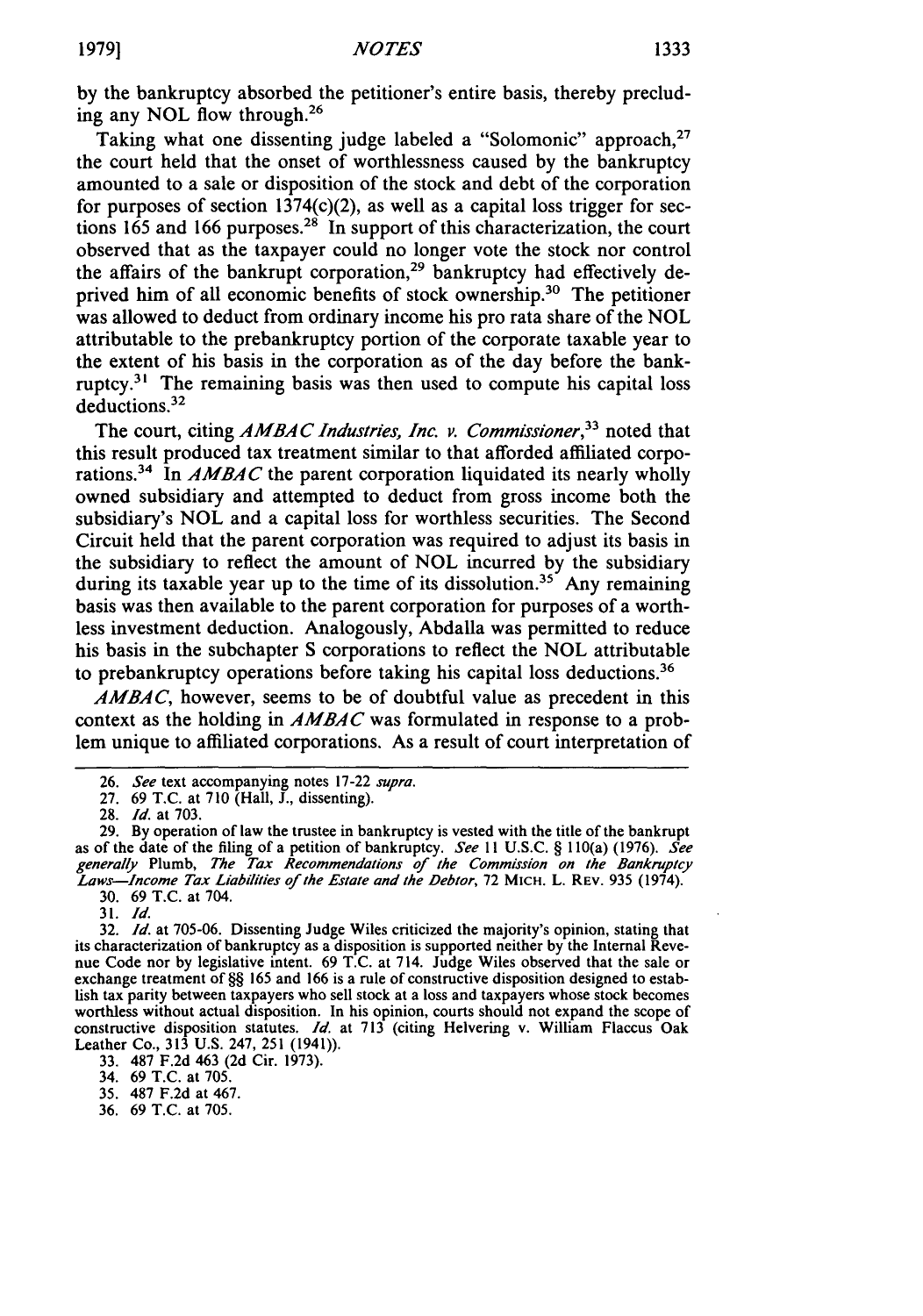by the bankruptcy absorbed the petitioner's entire basis, thereby precluding any NOL flow through.[26]

Taking what one dissenting judge labeled a "Solomonic" approach,[27] the court held that the onset of worthlessness caused by the bankruptcy amounted to a sale or disposition of the stock and debt of the corporation for purposes of section 1374(c)(2), as well as a capital loss trigger for sections 165 and 166 purposes.[28] In support of this characterization, the court observed that as the taxpayer could no longer vote the stock nor control the affairs of the bankrupt corporation,[29] bankruptcy had effectively deprived him of all economic benefits of stock ownership.[30] The petitioner was allowed to deduct from ordinary income his pro rata share of the NOL attributable to the prebankruptcy portion of the corporate taxable year to the extent of his basis in the corporation as of the day before the bankruptcy.[31] The remaining basis was then used to compute his capital loss deductions.[32]

The court, citing *AMBAC Industries, Inc. v. Commissioner*,[33] noted that this result produced tax treatment similar to that afforded affiliated corporations.[34] In *AMBAC* the parent corporation liquidated its nearly wholly owned subsidiary and attempted to deduct from gross income both the subsidiary's NOL and a capital loss for worthless securities. The Second Circuit held that the parent corporation was required to adjust its basis in the subsidiary to reflect the amount of NOL incurred by the subsidiary during its taxable year up to the time of its dissolution.[35] Any remaining basis was then available to the parent corporation for purposes of a worthless investment deduction. Analogously, Abdalla was permitted to reduce his basis in the subchapter S corporations to reflect the NOL attributable to prebankruptcy operations before taking his capital loss deductions.[36]

*AMBAC*, however, seems to be of doubtful value as precedent in this context as the holding in *AMBAC* was formulated in response to a problem unique to affiliated corporations. As a result of court interpretation of

---

26. *See* text accompanying notes 17-22 *supra*.

27. 69 T.C. at 710 (Hall, J., dissenting).

28. *Id.* at 703.

29. By operation of law the trustee in bankruptcy is vested with the title of the bankrupt as of the date of the filing of a petition of bankruptcy. *See* 11 U.S.C. § 110(a) (1976). *See generally* Plumb, *The Tax Recommendations of the Commission on the Bankruptcy Laws—Income Tax Liabilities of the Estate and the Debtor*, 72 MICH. L. REV. 935 (1974).

30. 69 T.C. at 704.

31. *Id.*

32. *Id.* at 705-06. Dissenting Judge Wiles criticized the majority's opinion, stating that its characterization of bankruptcy as a disposition is supported neither by the Internal Revenue Code nor by legislative intent. 69 T.C. at 714. Judge Wiles observed that the sale or exchange treatment of §§ 165 and 166 is a rule of constructive disposition designed to establish tax parity between taxpayers who sell stock at a loss and taxpayers whose stock becomes worthless without actual disposition. In his opinion, courts should not expand the scope of constructive disposition statutes. *Id.* at 713 (citing Helvering v. William Flaccus Oak Leather Co., 313 U.S. 247, 251 (1941)).

33. 487 F.2d 463 (2d Cir. 1973).

34. 69 T.C. at 705.

35. 487 F.2d at 467.

36. 69 T.C. at 705.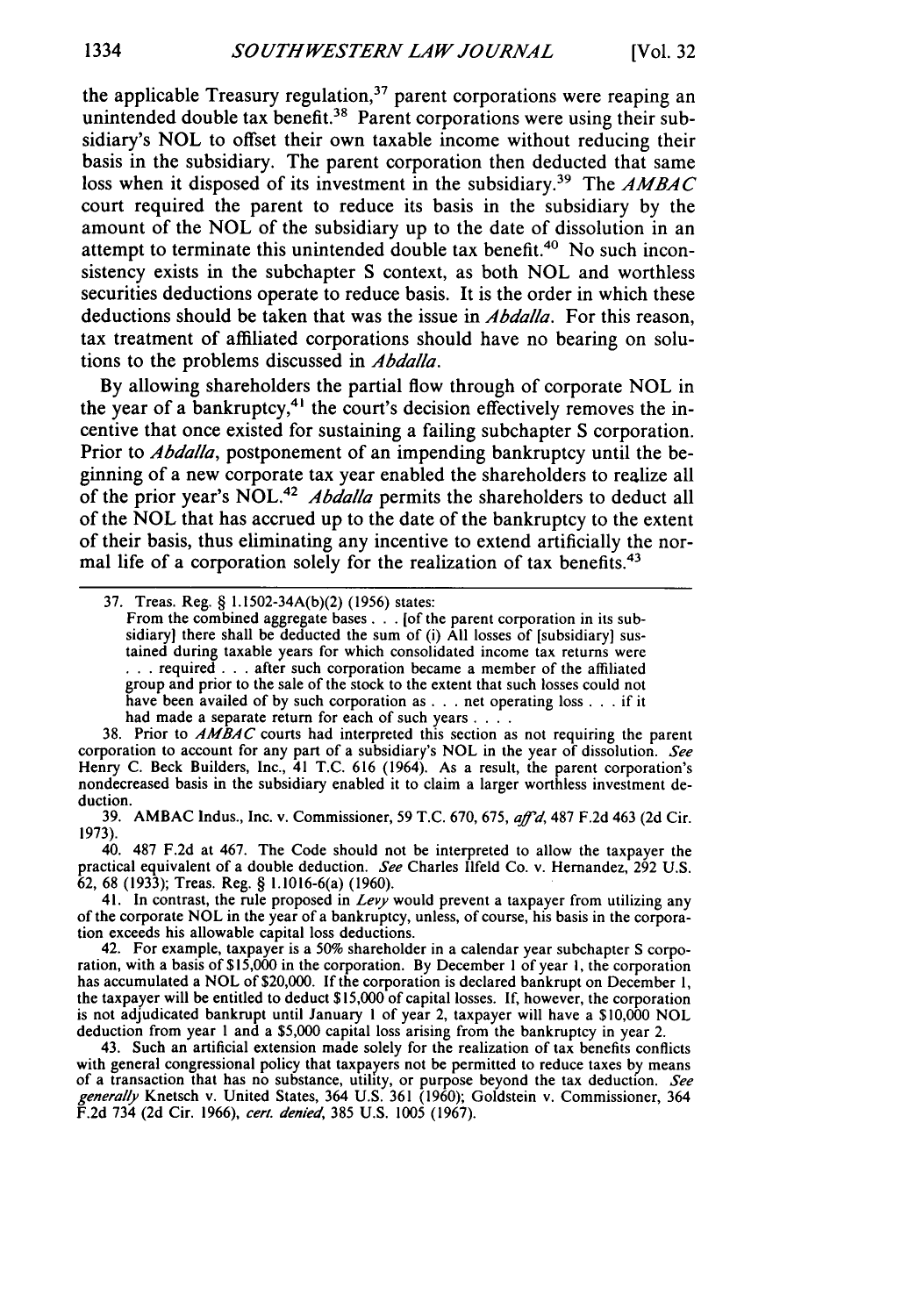the applicable Treasury regulation,[37] parent corporations were reaping an unintended double tax benefit.[38] Parent corporations were using their subsidiary's NOL to offset their own taxable income without reducing their basis in the subsidiary. The parent corporation then deducted that same loss when it disposed of its investment in the subsidiary.[39] The *AMBAC* court required the parent to reduce its basis in the subsidiary by the amount of the NOL of the subsidiary up to the date of dissolution in an attempt to terminate this unintended double tax benefit.[40] No such inconsistency exists in the subchapter S context, as both NOL and worthless securities deductions operate to reduce basis. It is the order in which these deductions should be taken that was the issue in *Abdalla*. For this reason, tax treatment of affiliated corporations should have no bearing on solutions to the problems discussed in *Abdalla*.

By allowing shareholders the partial flow through of corporate NOL in the year of a bankruptcy,[41] the court's decision effectively removes the incentive that once existed for sustaining a failing subchapter S corporation. Prior to *Abdalla*, postponement of an impending bankruptcy until the beginning of a new corporate tax year enabled the shareholders to realize all of the prior year's NOL.[42] *Abdalla* permits the shareholders to deduct all of the NOL that has accrued up to the date of the bankruptcy to the extent of their basis, thus eliminating any incentive to extend artificially the normal life of a corporation solely for the realization of tax benefits.[43]

---

37. Treas. Reg. § 1.1502-34A(b)(2) (1956) states:

> From the combined aggregate bases . . . [of the parent corporation in its subsidiary] there shall be deducted the sum of (i) All losses of [subsidiary] sustained during taxable years for which consolidated income tax returns were . . . required . . . after such corporation became a member of the affiliated group and prior to the sale of the stock to the extent that such losses could not have been availed of by such corporation as . . . net operating loss . . . if it had made a separate return for each of such years . . . .

38. Prior to *AMBAC* courts had interpreted this section as not requiring the parent corporation to account for any part of a subsidiary's NOL in the year of dissolution. *See* Henry C. Beck Builders, Inc., 41 T.C. 616 (1964). As a result, the parent corporation's nondecreased basis in the subsidiary enabled it to claim a larger worthless investment deduction.

39. AMBAC Indus., Inc. v. Commissioner, 59 T.C. 670, 675, *aff'd*, 487 F.2d 463 (2d Cir. 1973).

40. 487 F.2d at 467. The Code should not be interpreted to allow the taxpayer the practical equivalent of a double deduction. *See* Charles Ilfeld Co. v. Hernandez, 292 U.S. 62, 68 (1933); Treas. Reg. § 1.1016-6(a) (1960).

41. In contrast, the rule proposed in *Levy* would prevent a taxpayer from utilizing any of the corporate NOL in the year of a bankruptcy, unless, of course, his basis in the corporation exceeds his allowable capital loss deductions.

42. For example, taxpayer is a 50% shareholder in a calendar year subchapter S corporation, with a basis of $15,000 in the corporation. By December 1 of year 1, the corporation has accumulated a NOL of $20,000. If the corporation is declared bankrupt on December 1, the taxpayer will be entitled to deduct $15,000 of capital losses. If, however, the corporation is not adjudicated bankrupt until January 1 of year 2, taxpayer will have a $10,000 NOL deduction from year 1 and a $5,000 capital loss arising from the bankruptcy in year 2.

43. Such an artificial extension made solely for the realization of tax benefits conflicts with general congressional policy that taxpayers not be permitted to reduce taxes by means of a transaction that has no substance, utility, or purpose beyond the tax deduction. *See generally* Knetsch v. United States, 364 U.S. 361 (1960); Goldstein v. Commissioner, 364 F.2d 734 (2d Cir. 1966), *cert. denied*, 385 U.S. 1005 (1967).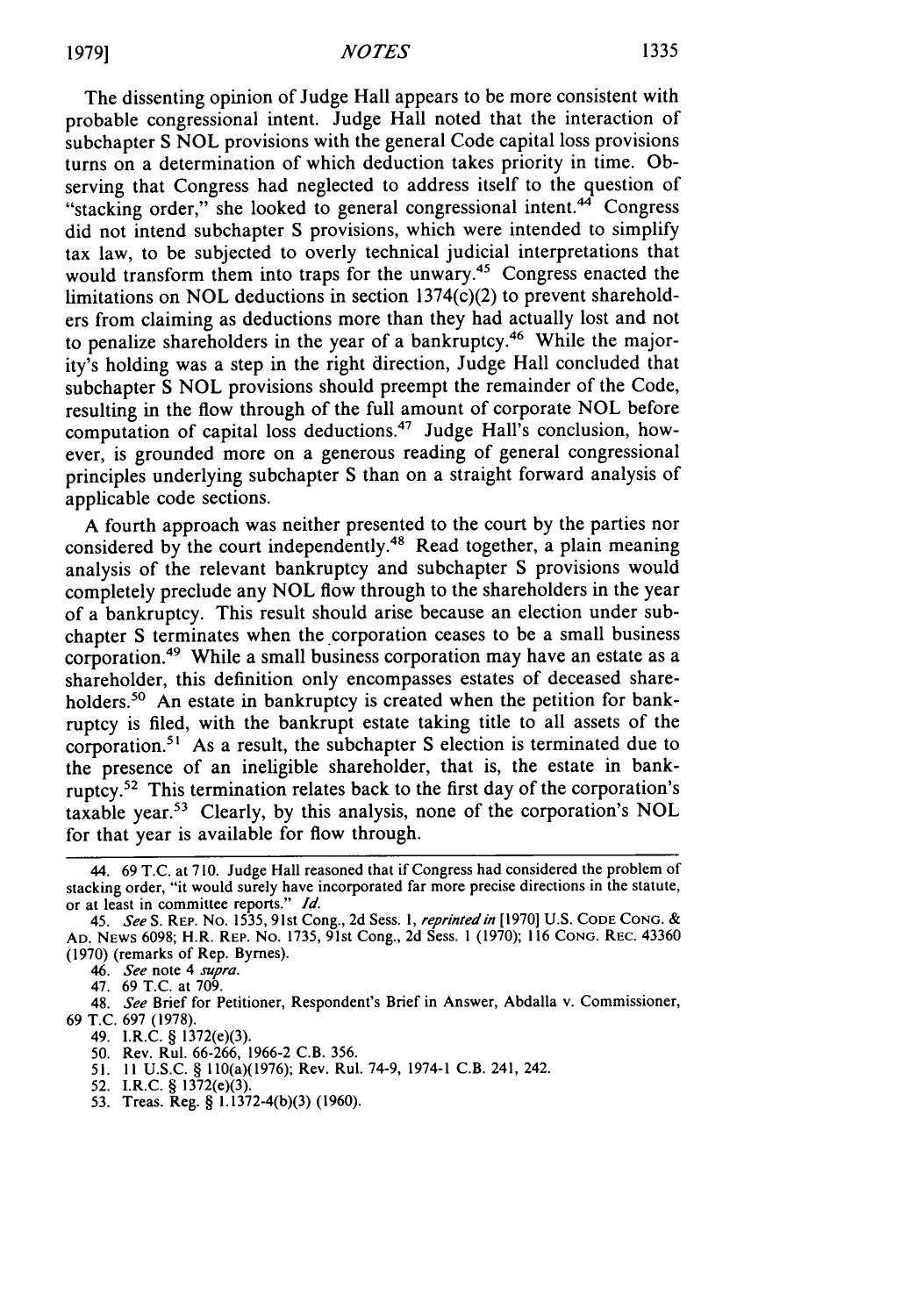The dissenting opinion of Judge Hall appears to be more consistent with probable congressional intent. Judge Hall noted that the interaction of subchapter S NOL provisions with the general Code capital loss provisions turns on a determination of which deduction takes priority in time. Observing that Congress had neglected to address itself to the question of "stacking order," she looked to general congressional intent.[44] Congress did not intend subchapter S provisions, which were intended to simplify tax law, to be subjected to overly technical judicial interpretations that would transform them into traps for the unwary.[45] Congress enacted the limitations on NOL deductions in section 1374(c)(2) to prevent shareholders from claiming as deductions more than they had actually lost and not to penalize shareholders in the year of a bankruptcy.[46] While the majority's holding was a step in the right direction, Judge Hall concluded that subchapter S NOL provisions should preempt the remainder of the Code, resulting in the flow through of the full amount of corporate NOL before computation of capital loss deductions.[47] Judge Hall's conclusion, however, is grounded more on a generous reading of general congressional principles underlying subchapter S than on a straight forward analysis of applicable code sections.

A fourth approach was neither presented to the court by the parties nor considered by the court independently.[48] Read together, a plain meaning analysis of the relevant bankruptcy and subchapter S provisions would completely preclude any NOL flow through to the shareholders in the year of a bankruptcy. This result should arise because an election under subchapter S terminates when the corporation ceases to be a small business corporation.[49] While a small business corporation may have an estate as a shareholder, this definition only encompasses estates of deceased shareholders.[50] An estate in bankruptcy is created when the petition for bankruptcy is filed, with the bankrupt estate taking title to all assets of the corporation.[51] As a result, the subchapter S election is terminated due to the presence of an ineligible shareholder, that is, the estate in bankruptcy.[52] This termination relates back to the first day of the corporation's taxable year.[53] Clearly, by this analysis, none of the corporation's NOL for that year is available for flow through.

---

44. 69 T.C. at 710. Judge Hall reasoned that if Congress had considered the problem of stacking order, "it would surely have incorporated far more precise directions in the statute, or at least in committee reports." *Id.*

45. *See* S. REP. NO. 1535, 91st Cong., 2d Sess. 1, *reprinted in* [1970] U.S. CODE CONG. & AD. NEWS 6098; H.R. REP. NO. 1735, 91st Cong., 2d Sess. 1 (1970); 116 CONG. REC. 43360 (1970) (remarks of Rep. Byrnes).

46. *See* note 4 *supra*.

47. 69 T.C. at 709.

48. *See* Brief for Petitioner, Respondent's Brief in Answer, Abdalla v. Commissioner, 69 T.C. 697 (1978).

49. I.R.C. § 1372(e)(3).

50. Rev. Rul. 66-266, 1966-2 C.B. 356.

51. 11 U.S.C. § 110(a)(1976); Rev. Rul. 74-9, 1974-1 C.B. 241, 242.

52. I.R.C. § 1372(e)(3).

53. Treas. Reg. § 1.1372-4(b)(3) (1960).